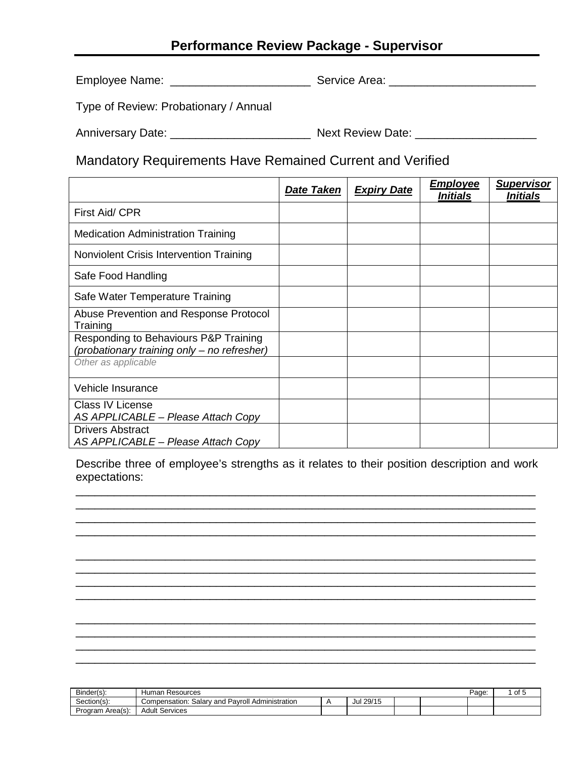# Performance Review Package - Supervisor

Employee Name: ______________________ Service Area: _______________________

Type of Review: Probationary / Annual

Anniversary Date: ______________________ Next Review Date: ___________________

## Mandatory Requirements Have Remained Current and Verified

| | ***Date Taken*** | ***Expiry Date*** | ***Employee Initials*** | ***Supervisor Initials*** |
|---|---|---|---|---|
| First Aid/ CPR | | | | |
| Medication Administration Training | | | | |
| Nonviolent Crisis Intervention Training | | | | |
| Safe Food Handling | | | | |
| Safe Water Temperature Training | | | | |
| Abuse Prevention and Response Protocol Training | | | | |
| Responding to Behaviours P&P Training *(probationary training only – no refresher)* | | | | |
| *Other as applicable* | | | | |
| Vehicle Insurance | | | | |
| Class IV License *AS APPLICABLE – Please Attach Copy* | | | | |
| Drivers Abstract *AS APPLICABLE – Please Attach Copy* | | | | |

Describe three of employee's strengths as it relates to their position description and work expectations:

___________________________________________________________________________
___________________________________________________________________________
___________________________________________________________________________
___________________________________________________________________________

___________________________________________________________________________
___________________________________________________________________________
___________________________________________________________________________
___________________________________________________________________________

___________________________________________________________________________
___________________________________________________________________________
___________________________________________________________________________
___________________________________________________________________________

| Binder(s): | Human Resources | | | | | | Page: | 1 of 5 |
|---|---|---|---|---|---|---|---|---|
| Section(s): | Compensation: Salary and Payroll Administration | A | Jul 29/15 | | | | | |
| Program Area(s): | Adult Services | | | | | | | |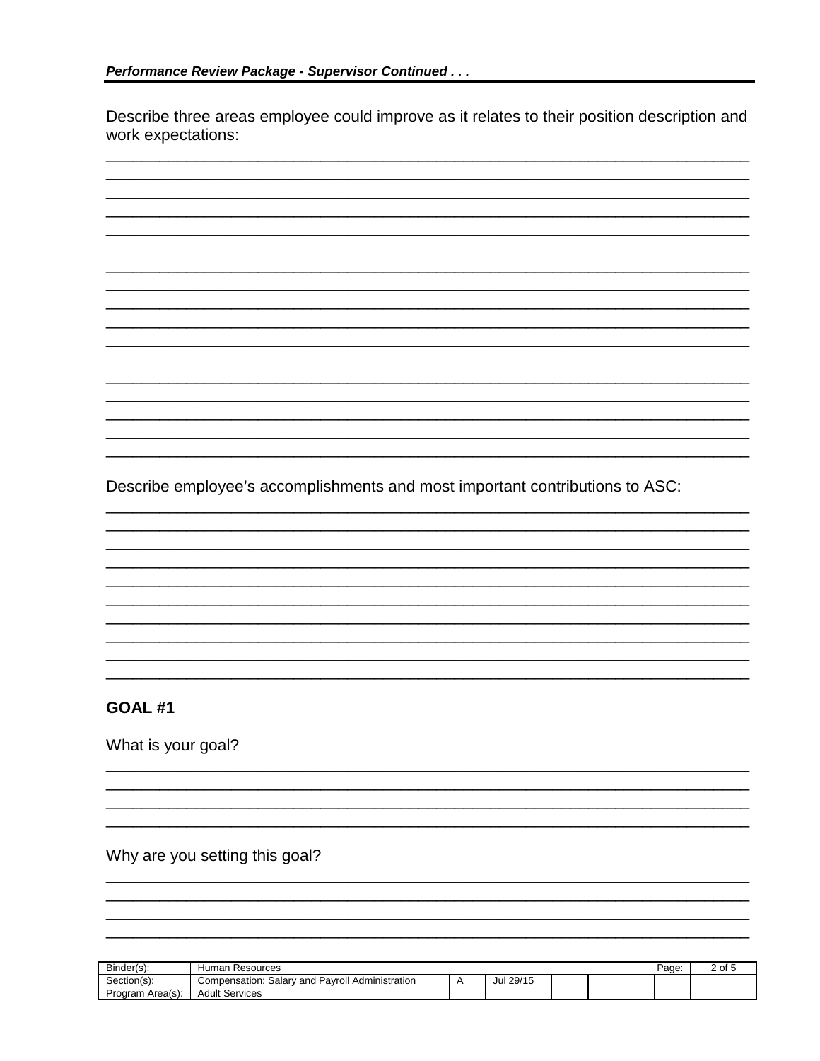Describe three areas employee could improve as it relates to their position description and work expectations:

______________________________________________________________________________
______________________________________________________________________________
______________________________________________________________________________
______________________________________________________________________________
______________________________________________________________________________

______________________________________________________________________________
______________________________________________________________________________
______________________________________________________________________________
______________________________________________________________________________
______________________________________________________________________________

______________________________________________________________________________
______________________________________________________________________________
______________________________________________________________________________
______________________________________________________________________________
______________________________________________________________________________

Describe employee's accomplishments and most important contributions to ASC:

______________________________________________________________________________
______________________________________________________________________________
______________________________________________________________________________
______________________________________________________________________________
______________________________________________________________________________
______________________________________________________________________________
______________________________________________________________________________
______________________________________________________________________________
______________________________________________________________________________
______________________________________________________________________________

**GOAL #1**

What is your goal?

______________________________________________________________________________
______________________________________________________________________________
______________________________________________________________________________
______________________________________________________________________________

Why are you setting this goal?

______________________________________________________________________________
______________________________________________________________________________
______________________________________________________________________________
______________________________________________________________________________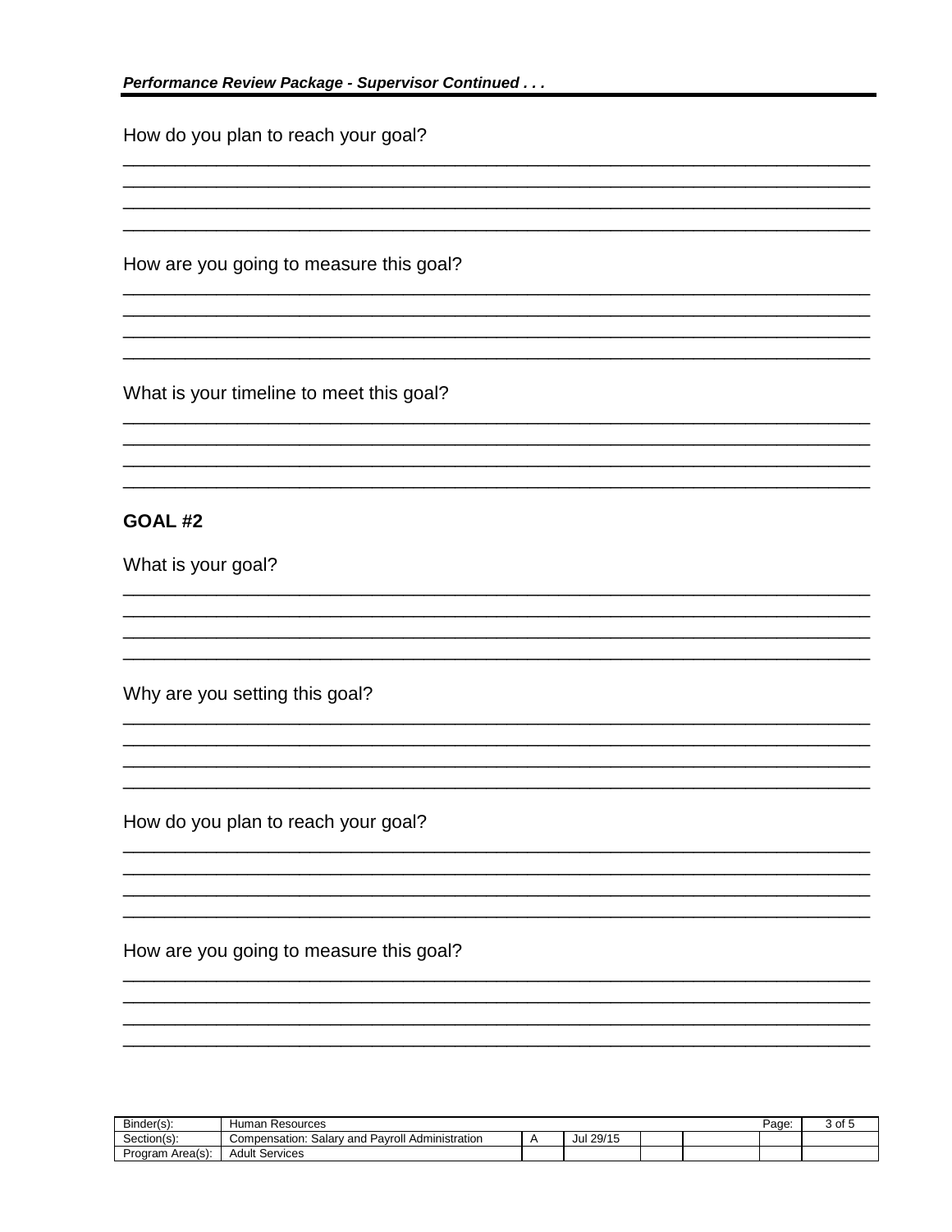How do you plan to reach your goal?

\_\_\_\_\_\_\_\_\_\_\_\_\_\_\_\_\_\_\_\_\_\_\_\_\_\_\_\_\_\_\_\_\_\_\_\_\_\_\_\_\_\_\_\_\_\_\_\_\_\_\_\_\_\_\_\_\_\_\_\_\_\_\_\_\_\_\_\_\_\_
\_\_\_\_\_\_\_\_\_\_\_\_\_\_\_\_\_\_\_\_\_\_\_\_\_\_\_\_\_\_\_\_\_\_\_\_\_\_\_\_\_\_\_\_\_\_\_\_\_\_\_\_\_\_\_\_\_\_\_\_\_\_\_\_\_\_\_\_\_\_
\_\_\_\_\_\_\_\_\_\_\_\_\_\_\_\_\_\_\_\_\_\_\_\_\_\_\_\_\_\_\_\_\_\_\_\_\_\_\_\_\_\_\_\_\_\_\_\_\_\_\_\_\_\_\_\_\_\_\_\_\_\_\_\_\_\_\_\_\_\_
\_\_\_\_\_\_\_\_\_\_\_\_\_\_\_\_\_\_\_\_\_\_\_\_\_\_\_\_\_\_\_\_\_\_\_\_\_\_\_\_\_\_\_\_\_\_\_\_\_\_\_\_\_\_\_\_\_\_\_\_\_\_\_\_\_\_\_\_\_\_

How are you going to measure this goal?

\_\_\_\_\_\_\_\_\_\_\_\_\_\_\_\_\_\_\_\_\_\_\_\_\_\_\_\_\_\_\_\_\_\_\_\_\_\_\_\_\_\_\_\_\_\_\_\_\_\_\_\_\_\_\_\_\_\_\_\_\_\_\_\_\_\_\_\_\_\_
\_\_\_\_\_\_\_\_\_\_\_\_\_\_\_\_\_\_\_\_\_\_\_\_\_\_\_\_\_\_\_\_\_\_\_\_\_\_\_\_\_\_\_\_\_\_\_\_\_\_\_\_\_\_\_\_\_\_\_\_\_\_\_\_\_\_\_\_\_\_
\_\_\_\_\_\_\_\_\_\_\_\_\_\_\_\_\_\_\_\_\_\_\_\_\_\_\_\_\_\_\_\_\_\_\_\_\_\_\_\_\_\_\_\_\_\_\_\_\_\_\_\_\_\_\_\_\_\_\_\_\_\_\_\_\_\_\_\_\_\_
\_\_\_\_\_\_\_\_\_\_\_\_\_\_\_\_\_\_\_\_\_\_\_\_\_\_\_\_\_\_\_\_\_\_\_\_\_\_\_\_\_\_\_\_\_\_\_\_\_\_\_\_\_\_\_\_\_\_\_\_\_\_\_\_\_\_\_\_\_\_

What is your timeline to meet this goal?

\_\_\_\_\_\_\_\_\_\_\_\_\_\_\_\_\_\_\_\_\_\_\_\_\_\_\_\_\_\_\_\_\_\_\_\_\_\_\_\_\_\_\_\_\_\_\_\_\_\_\_\_\_\_\_\_\_\_\_\_\_\_\_\_\_\_\_\_\_\_
\_\_\_\_\_\_\_\_\_\_\_\_\_\_\_\_\_\_\_\_\_\_\_\_\_\_\_\_\_\_\_\_\_\_\_\_\_\_\_\_\_\_\_\_\_\_\_\_\_\_\_\_\_\_\_\_\_\_\_\_\_\_\_\_\_\_\_\_\_\_
\_\_\_\_\_\_\_\_\_\_\_\_\_\_\_\_\_\_\_\_\_\_\_\_\_\_\_\_\_\_\_\_\_\_\_\_\_\_\_\_\_\_\_\_\_\_\_\_\_\_\_\_\_\_\_\_\_\_\_\_\_\_\_\_\_\_\_\_\_\_
\_\_\_\_\_\_\_\_\_\_\_\_\_\_\_\_\_\_\_\_\_\_\_\_\_\_\_\_\_\_\_\_\_\_\_\_\_\_\_\_\_\_\_\_\_\_\_\_\_\_\_\_\_\_\_\_\_\_\_\_\_\_\_\_\_\_\_\_\_\_

## GOAL #2

What is your goal?

\_\_\_\_\_\_\_\_\_\_\_\_\_\_\_\_\_\_\_\_\_\_\_\_\_\_\_\_\_\_\_\_\_\_\_\_\_\_\_\_\_\_\_\_\_\_\_\_\_\_\_\_\_\_\_\_\_\_\_\_\_\_\_\_\_\_\_\_\_\_
\_\_\_\_\_\_\_\_\_\_\_\_\_\_\_\_\_\_\_\_\_\_\_\_\_\_\_\_\_\_\_\_\_\_\_\_\_\_\_\_\_\_\_\_\_\_\_\_\_\_\_\_\_\_\_\_\_\_\_\_\_\_\_\_\_\_\_\_\_\_
\_\_\_\_\_\_\_\_\_\_\_\_\_\_\_\_\_\_\_\_\_\_\_\_\_\_\_\_\_\_\_\_\_\_\_\_\_\_\_\_\_\_\_\_\_\_\_\_\_\_\_\_\_\_\_\_\_\_\_\_\_\_\_\_\_\_\_\_\_\_
\_\_\_\_\_\_\_\_\_\_\_\_\_\_\_\_\_\_\_\_\_\_\_\_\_\_\_\_\_\_\_\_\_\_\_\_\_\_\_\_\_\_\_\_\_\_\_\_\_\_\_\_\_\_\_\_\_\_\_\_\_\_\_\_\_\_\_\_\_\_

Why are you setting this goal?

\_\_\_\_\_\_\_\_\_\_\_\_\_\_\_\_\_\_\_\_\_\_\_\_\_\_\_\_\_\_\_\_\_\_\_\_\_\_\_\_\_\_\_\_\_\_\_\_\_\_\_\_\_\_\_\_\_\_\_\_\_\_\_\_\_\_\_\_\_\_
\_\_\_\_\_\_\_\_\_\_\_\_\_\_\_\_\_\_\_\_\_\_\_\_\_\_\_\_\_\_\_\_\_\_\_\_\_\_\_\_\_\_\_\_\_\_\_\_\_\_\_\_\_\_\_\_\_\_\_\_\_\_\_\_\_\_\_\_\_\_
\_\_\_\_\_\_\_\_\_\_\_\_\_\_\_\_\_\_\_\_\_\_\_\_\_\_\_\_\_\_\_\_\_\_\_\_\_\_\_\_\_\_\_\_\_\_\_\_\_\_\_\_\_\_\_\_\_\_\_\_\_\_\_\_\_\_\_\_\_\_
\_\_\_\_\_\_\_\_\_\_\_\_\_\_\_\_\_\_\_\_\_\_\_\_\_\_\_\_\_\_\_\_\_\_\_\_\_\_\_\_\_\_\_\_\_\_\_\_\_\_\_\_\_\_\_\_\_\_\_\_\_\_\_\_\_\_\_\_\_\_

How do you plan to reach your goal?

\_\_\_\_\_\_\_\_\_\_\_\_\_\_\_\_\_\_\_\_\_\_\_\_\_\_\_\_\_\_\_\_\_\_\_\_\_\_\_\_\_\_\_\_\_\_\_\_\_\_\_\_\_\_\_\_\_\_\_\_\_\_\_\_\_\_\_\_\_\_
\_\_\_\_\_\_\_\_\_\_\_\_\_\_\_\_\_\_\_\_\_\_\_\_\_\_\_\_\_\_\_\_\_\_\_\_\_\_\_\_\_\_\_\_\_\_\_\_\_\_\_\_\_\_\_\_\_\_\_\_\_\_\_\_\_\_\_\_\_\_
\_\_\_\_\_\_\_\_\_\_\_\_\_\_\_\_\_\_\_\_\_\_\_\_\_\_\_\_\_\_\_\_\_\_\_\_\_\_\_\_\_\_\_\_\_\_\_\_\_\_\_\_\_\_\_\_\_\_\_\_\_\_\_\_\_\_\_\_\_\_
\_\_\_\_\_\_\_\_\_\_\_\_\_\_\_\_\_\_\_\_\_\_\_\_\_\_\_\_\_\_\_\_\_\_\_\_\_\_\_\_\_\_\_\_\_\_\_\_\_\_\_\_\_\_\_\_\_\_\_\_\_\_\_\_\_\_\_\_\_\_

How are you going to measure this goal?

\_\_\_\_\_\_\_\_\_\_\_\_\_\_\_\_\_\_\_\_\_\_\_\_\_\_\_\_\_\_\_\_\_\_\_\_\_\_\_\_\_\_\_\_\_\_\_\_\_\_\_\_\_\_\_\_\_\_\_\_\_\_\_\_\_\_\_\_\_\_
\_\_\_\_\_\_\_\_\_\_\_\_\_\_\_\_\_\_\_\_\_\_\_\_\_\_\_\_\_\_\_\_\_\_\_\_\_\_\_\_\_\_\_\_\_\_\_\_\_\_\_\_\_\_\_\_\_\_\_\_\_\_\_\_\_\_\_\_\_\_
\_\_\_\_\_\_\_\_\_\_\_\_\_\_\_\_\_\_\_\_\_\_\_\_\_\_\_\_\_\_\_\_\_\_\_\_\_\_\_\_\_\_\_\_\_\_\_\_\_\_\_\_\_\_\_\_\_\_\_\_\_\_\_\_\_\_\_\_\_\_
\_\_\_\_\_\_\_\_\_\_\_\_\_\_\_\_\_\_\_\_\_\_\_\_\_\_\_\_\_\_\_\_\_\_\_\_\_\_\_\_\_\_\_\_\_\_\_\_\_\_\_\_\_\_\_\_\_\_\_\_\_\_\_\_\_\_\_\_\_\_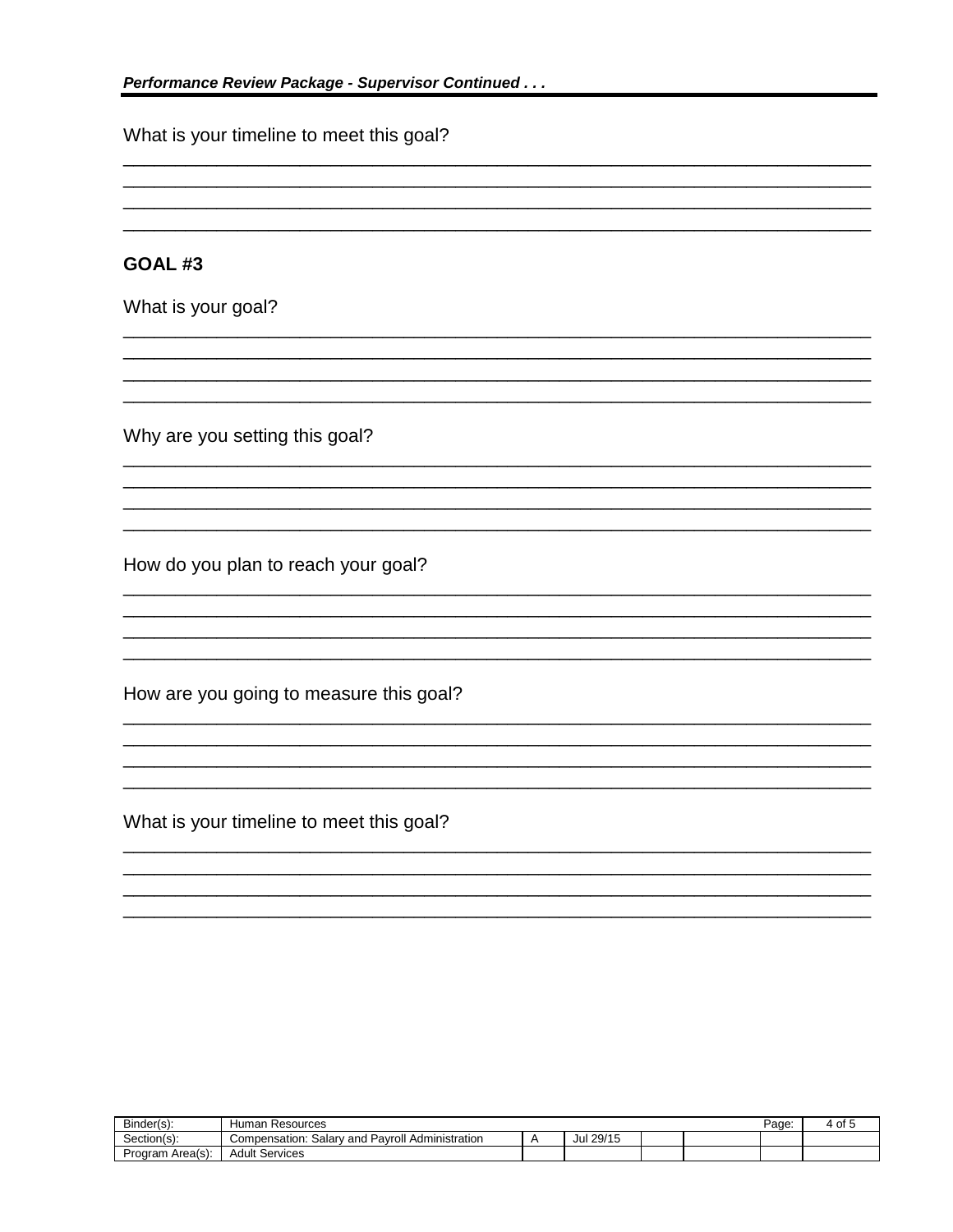What is your timeline to meet this goal?

______________________________________________________________________________
______________________________________________________________________________
______________________________________________________________________________
______________________________________________________________________________

**GOAL #3**

What is your goal?

______________________________________________________________________________
______________________________________________________________________________
______________________________________________________________________________
______________________________________________________________________________

Why are you setting this goal?

______________________________________________________________________________
______________________________________________________________________________
______________________________________________________________________________
______________________________________________________________________________

How do you plan to reach your goal?

______________________________________________________________________________
______________________________________________________________________________
______________________________________________________________________________
______________________________________________________________________________

How are you going to measure this goal?

______________________________________________________________________________
______________________________________________________________________________
______________________________________________________________________________
______________________________________________________________________________

What is your timeline to meet this goal?

______________________________________________________________________________
______________________________________________________________________________
______________________________________________________________________________
______________________________________________________________________________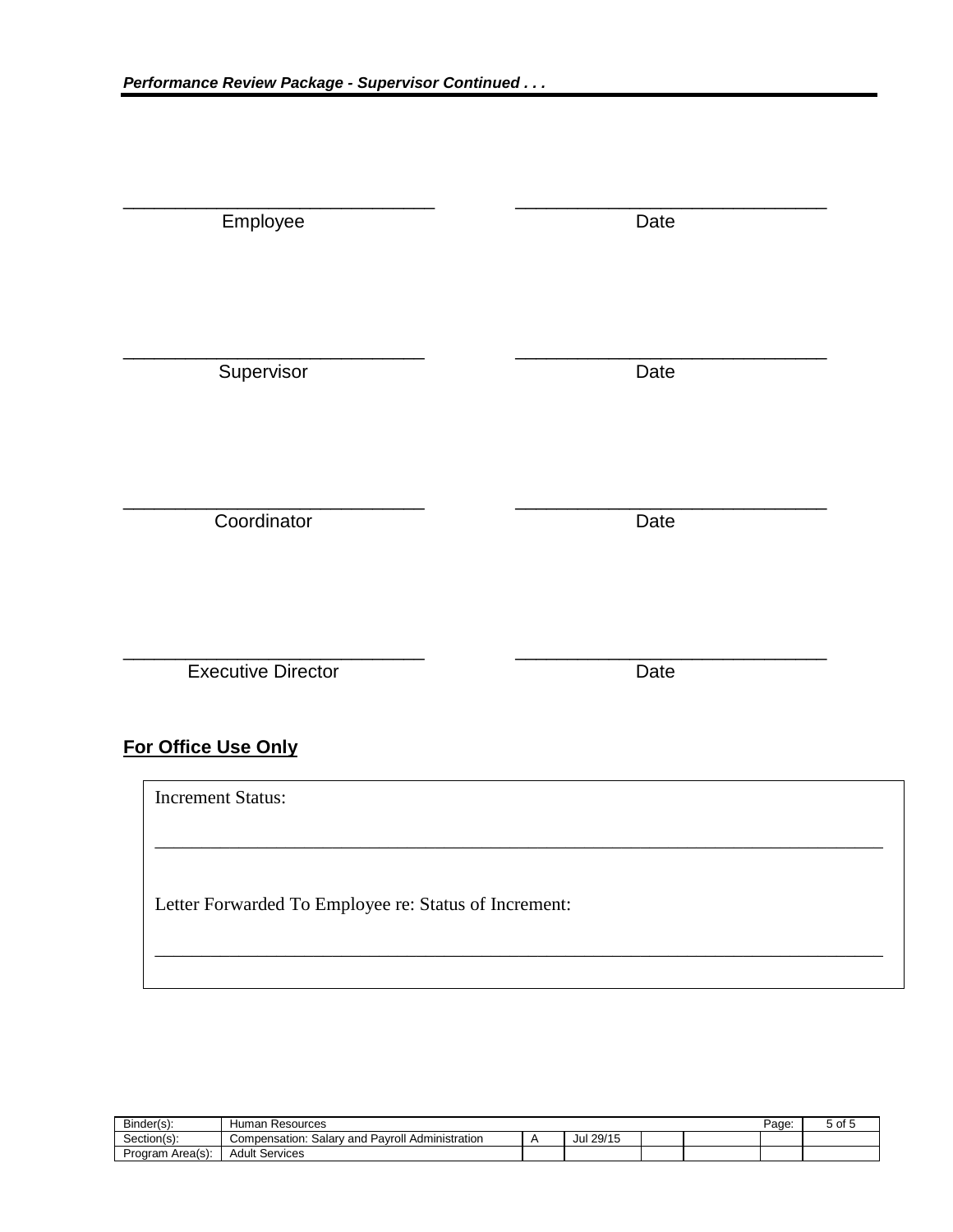| | |
|---|---|
| _______________________________ | _______________________________ |
| Employee | Date |
| _______________________________ | _______________________________ |
| Supervisor | Date |
| _______________________________ | _______________________________ |
| Coordinator | Date |
| _______________________________ | _______________________________ |
| Executive Director | Date |

## For Office Use Only

Increment Status:

_______________________________________________________________________________

Letter Forwarded To Employee re: Status of Increment:

_______________________________________________________________________________